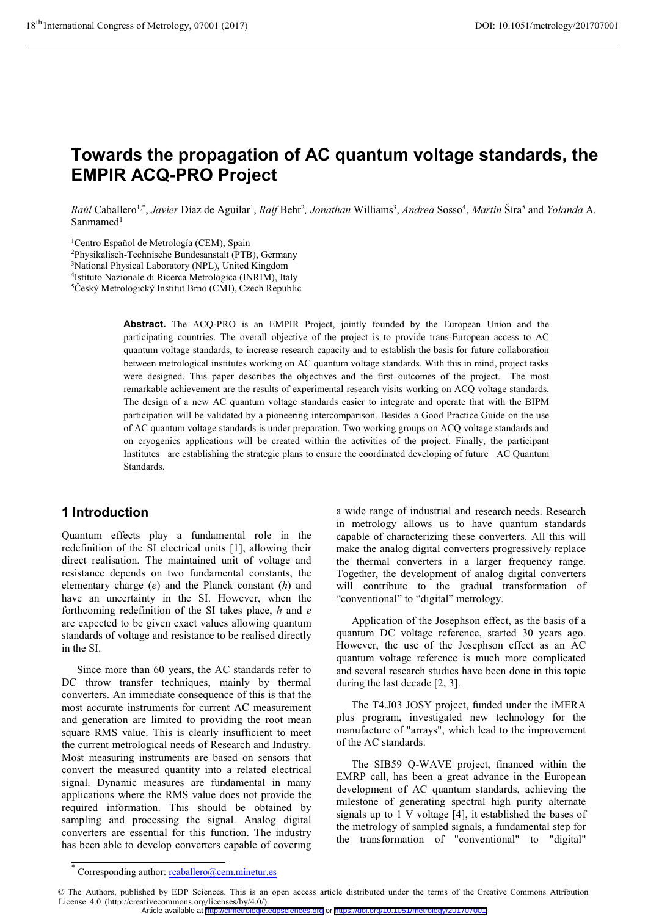# Towards the propagation of AC quantum voltage standards, the EMPIR ACQ-PRO Project

*Raúl* Caballero[1,*], *Javier* Díaz de Aguilar[1], *Ralf* Behr[2], *Jonathan* Williams[3], *Andrea* Sosso[4], *Martin* Šíra[5] and *Yolanda* A. Sanmamed[1]

[1]Centro Español de Metrología (CEM), Spain
[2]Physikalisch-Technische Bundesanstalt (PTB), Germany
[3]National Physical Laboratory (NPL), United Kingdom
[4]Istituto Nazionale di Ricerca Metrologica (INRIM), Italy
[5]Český Metrologický Institut Brno (CMI), Czech Republic

**Abstract.** The ACQ-PRO is an EMPIR Project, jointly founded by the European Union and the participating countries. The overall objective of the project is to provide trans-European access to AC quantum voltage standards, to increase research capacity and to establish the basis for future collaboration between metrological institutes working on AC quantum voltage standards. With this in mind, project tasks were designed. This paper describes the objectives and the first outcomes of the project. The most remarkable achievement are the results of experimental research visits working on ACQ voltage standards. The design of a new AC quantum voltage standards easier to integrate and operate that with the BIPM participation will be validated by a pioneering intercomparison. Besides a Good Practice Guide on the use of AC quantum voltage standards is under preparation. Two working groups on ACQ voltage standards and on cryogenics applications will be created within the activities of the project. Finally, the participant Institutes are establishing the strategic plans to ensure the coordinated developing of future AC Quantum Standards.

## 1 Introduction

Quantum effects play a fundamental role in the redefinition of the SI electrical units [1], allowing their direct realisation. The maintained unit of voltage and resistance depends on two fundamental constants, the elementary charge ($e$) and the Planck constant ($h$) and have an uncertainty in the SI. However, when the forthcoming redefinition of the SI takes place, $h$ and $e$ are expected to be given exact values allowing quantum standards of voltage and resistance to be realised directly in the SI.

Since more than 60 years, the AC standards refer to DC throw transfer techniques, mainly by thermal converters. An immediate consequence of this is that the most accurate instruments for current AC measurement and generation are limited to providing the root mean square RMS value. This is clearly insufficient to meet the current metrological needs of Research and Industry. Most measuring instruments are based on sensors that convert the measured quantity into a related electrical signal. Dynamic measures are fundamental in many applications where the RMS value does not provide the required information. This should be obtained by sampling and processing the signal. Analog digital converters are essential for this function. The industry has been able to develop converters capable of covering a wide range of industrial and research needs. Research in metrology allows us to have quantum standards capable of characterizing these converters. All this will make the analog digital converters progressively replace the thermal converters in a larger frequency range. Together, the development of analog digital converters will contribute to the gradual transformation of "conventional" to "digital" metrology.

Application of the Josephson effect, as the basis of a quantum DC voltage reference, started 30 years ago. However, the use of the Josephson effect as an AC quantum voltage reference is much more complicated and several research studies have been done in this topic during the last decade [2, 3].

The T4.J03 JOSY project, funded under the iMERA plus program, investigated new technology for the manufacture of "arrays", which lead to the improvement of the AC standards.

The SIB59 Q-WAVE project, financed within the EMRP call, has been a great advance in the European development of AC quantum standards, achieving the milestone of generating spectral high purity alternate signals up to 1 V voltage [4], it established the bases of the metrology of sampled signals, a fundamental step for the transformation of "conventional" to "digital"

* Corresponding author: rcaballero@cem.minetur.es

© The Authors, published by EDP Sciences. This is an open access article distributed under the terms of the Creative Commons Attribution License 4.0 (http://creativecommons.org/licenses/by/4.0/).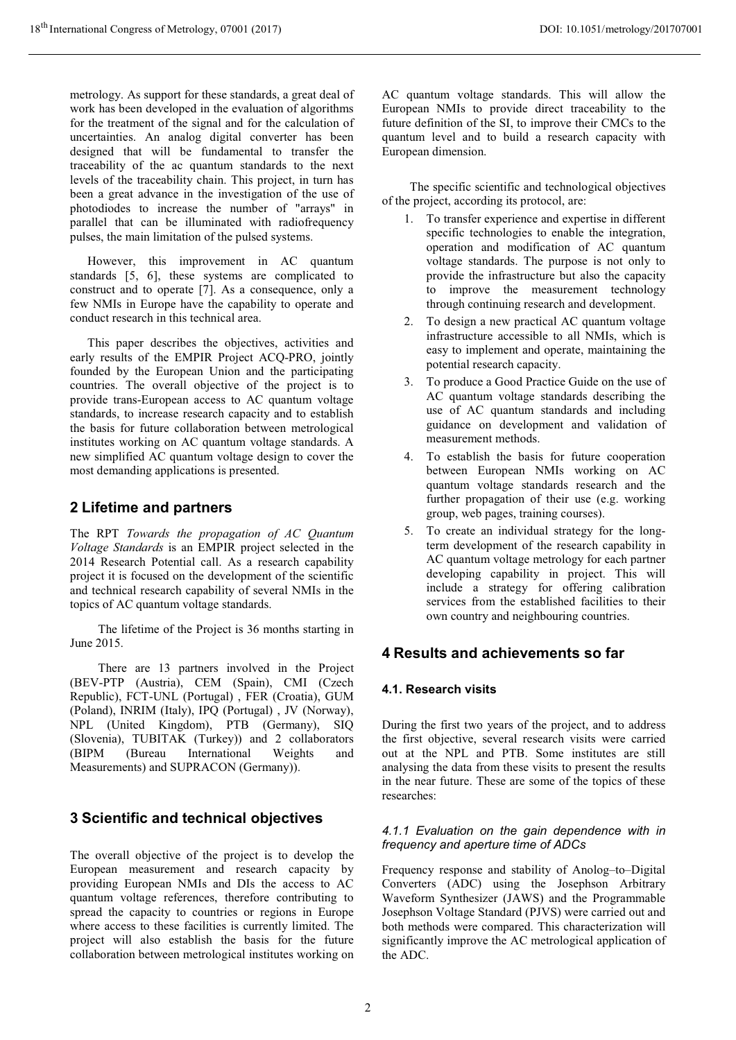metrology. As support for these standards, a great deal of work has been developed in the evaluation of algorithms for the treatment of the signal and for the calculation of uncertainties. An analog digital converter has been designed that will be fundamental to transfer the traceability of the ac quantum standards to the next levels of the traceability chain. This project, in turn has been a great advance in the investigation of the use of photodiodes to increase the number of "arrays" in parallel that can be illuminated with radiofrequency pulses, the main limitation of the pulsed systems.

However, this improvement in AC quantum standards [5, 6], these systems are complicated to construct and to operate [7]. As a consequence, only a few NMIs in Europe have the capability to operate and conduct research in this technical area.

This paper describes the objectives, activities and early results of the EMPIR Project ACQ-PRO, jointly founded by the European Union and the participating countries. The overall objective of the project is to provide trans-European access to AC quantum voltage standards, to increase research capacity and to establish the basis for future collaboration between metrological institutes working on AC quantum voltage standards. A new simplified AC quantum voltage design to cover the most demanding applications is presented.

## 2 Lifetime and partners

The RPT *Towards the propagation of AC Quantum Voltage Standards* is an EMPIR project selected in the 2014 Research Potential call. As a research capability project it is focused on the development of the scientific and technical research capability of several NMIs in the topics of AC quantum voltage standards.

The lifetime of the Project is 36 months starting in June 2015.

There are 13 partners involved in the Project (BEV-PTP (Austria), CEM (Spain), CMI (Czech Republic), FCT-UNL (Portugal) , FER (Croatia), GUM (Poland), INRIM (Italy), IPQ (Portugal) , JV (Norway), NPL (United Kingdom), PTB (Germany), SIQ (Slovenia), TUBITAK (Turkey)) and 2 collaborators (BIPM (Bureau International Weights and Measurements) and SUPRACON (Germany)).

## 3 Scientific and technical objectives

The overall objective of the project is to develop the European measurement and research capacity by providing European NMIs and DIs the access to AC quantum voltage references, therefore contributing to spread the capacity to countries or regions in Europe where access to these facilities is currently limited. The project will also establish the basis for the future collaboration between metrological institutes working on AC quantum voltage standards. This will allow the European NMIs to provide direct traceability to the future definition of the SI, to improve their CMCs to the quantum level and to build a research capacity with European dimension.

The specific scientific and technological objectives of the project, according its protocol, are:

1. To transfer experience and expertise in different specific technologies to enable the integration, operation and modification of AC quantum voltage standards. The purpose is not only to provide the infrastructure but also the capacity to improve the measurement technology through continuing research and development.
2. To design a new practical AC quantum voltage infrastructure accessible to all NMIs, which is easy to implement and operate, maintaining the potential research capacity.
3. To produce a Good Practice Guide on the use of AC quantum voltage standards describing the use of AC quantum standards and including guidance on development and validation of measurement methods.
4. To establish the basis for future cooperation between European NMIs working on AC quantum voltage standards research and the further propagation of their use (e.g. working group, web pages, training courses).
5. To create an individual strategy for the long-term development of the research capability in AC quantum voltage metrology for each partner developing capability in project. This will include a strategy for offering calibration services from the established facilities to their own country and neighbouring countries.

## 4 Results and achievements so far

### 4.1. Research visits

During the first two years of the project, and to address the first objective, several research visits were carried out at the NPL and PTB. Some institutes are still analysing the data from these visits to present the results in the near future. These are some of the topics of these researches:

#### *4.1.1 Evaluation on the gain dependence with in frequency and aperture time of ADCs*

Frequency response and stability of Anolog–to–Digital Converters (ADC) using the Josephson Arbitrary Waveform Synthesizer (JAWS) and the Programmable Josephson Voltage Standard (PJVS) were carried out and both methods were compared. This characterization will significantly improve the AC metrological application of the ADC.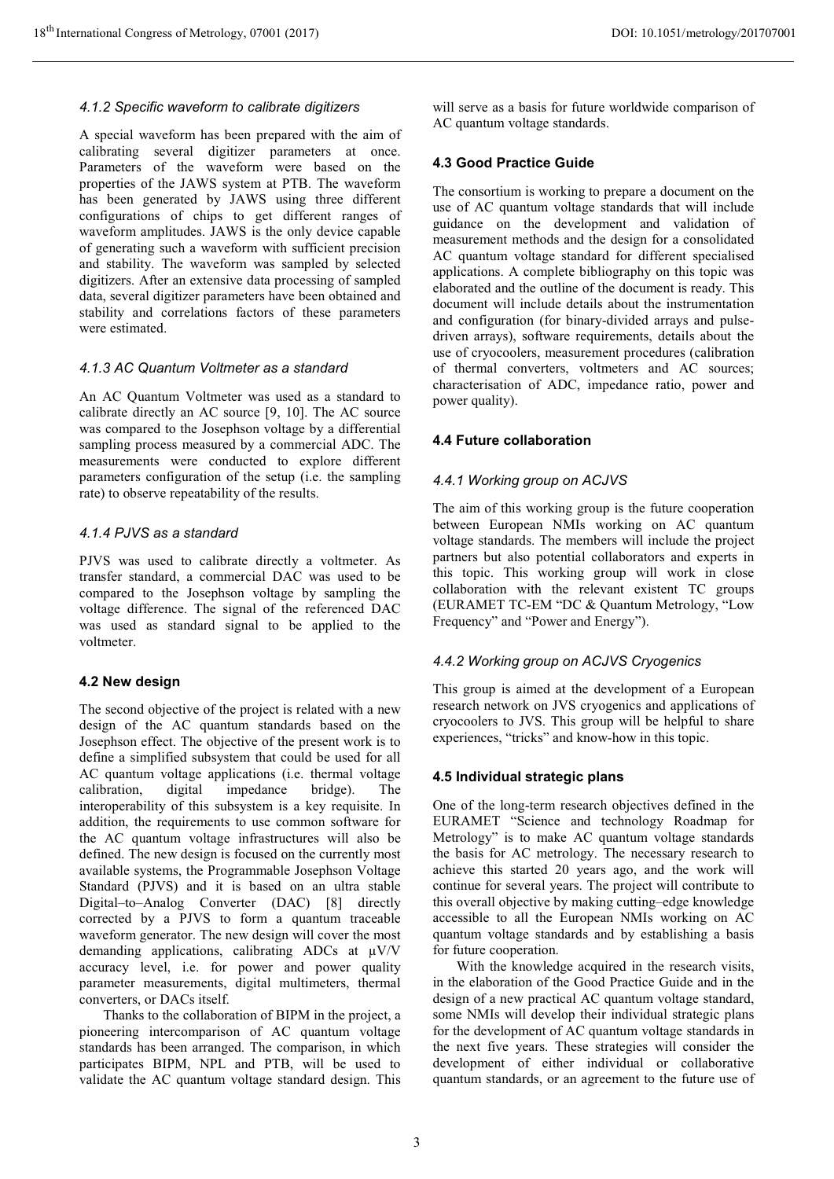#### 4.1.2 Specific waveform to calibrate digitizers

A special waveform has been prepared with the aim of calibrating several digitizer parameters at once. Parameters of the waveform were based on the properties of the JAWS system at PTB. The waveform has been generated by JAWS using three different configurations of chips to get different ranges of waveform amplitudes. JAWS is the only device capable of generating such a waveform with sufficient precision and stability. The waveform was sampled by selected digitizers. After an extensive data processing of sampled data, several digitizer parameters have been obtained and stability and correlations factors of these parameters were estimated.

#### 4.1.3 AC Quantum Voltmeter as a standard

An AC Quantum Voltmeter was used as a standard to calibrate directly an AC source [9, 10]. The AC source was compared to the Josephson voltage by a differential sampling process measured by a commercial ADC. The measurements were conducted to explore different parameters configuration of the setup (i.e. the sampling rate) to observe repeatability of the results.

#### 4.1.4 PJVS as a standard

PJVS was used to calibrate directly a voltmeter. As transfer standard, a commercial DAC was used to be compared to the Josephson voltage by sampling the voltage difference. The signal of the referenced DAC was used as standard signal to be applied to the voltmeter.

### 4.2 New design

The second objective of the project is related with a new design of the AC quantum standards based on the Josephson effect. The objective of the present work is to define a simplified subsystem that could be used for all AC quantum voltage applications (i.e. thermal voltage calibration, digital impedance bridge). The interoperability of this subsystem is a key requisite. In addition, the requirements to use common software for the AC quantum voltage infrastructures will also be defined. The new design is focused on the currently most available systems, the Programmable Josephson Voltage Standard (PJVS) and it is based on an ultra stable Digital–to–Analog Converter (DAC) [8] directly corrected by a PJVS to form a quantum traceable waveform generator. The new design will cover the most demanding applications, calibrating ADCs at µV/V accuracy level, i.e. for power and power quality parameter measurements, digital multimeters, thermal converters, or DACs itself.

Thanks to the collaboration of BIPM in the project, a pioneering intercomparison of AC quantum voltage standards has been arranged. The comparison, in which participates BIPM, NPL and PTB, will be used to validate the AC quantum voltage standard design. This will serve as a basis for future worldwide comparison of AC quantum voltage standards.

### 4.3 Good Practice Guide

The consortium is working to prepare a document on the use of AC quantum voltage standards that will include guidance on the development and validation of measurement methods and the design for a consolidated AC quantum voltage standard for different specialised applications. A complete bibliography on this topic was elaborated and the outline of the document is ready. This document will include details about the instrumentation and configuration (for binary-divided arrays and pulse-driven arrays), software requirements, details about the use of cryocoolers, measurement procedures (calibration of thermal converters, voltmeters and AC sources; characterisation of ADC, impedance ratio, power and power quality).

### 4.4 Future collaboration

#### 4.4.1 Working group on ACJVS

The aim of this working group is the future cooperation between European NMIs working on AC quantum voltage standards. The members will include the project partners but also potential collaborators and experts in this topic. This working group will work in close collaboration with the relevant existent TC groups (EURAMET TC-EM "DC & Quantum Metrology, "Low Frequency" and "Power and Energy").

#### 4.4.2 Working group on ACJVS Cryogenics

This group is aimed at the development of a European research network on JVS cryogenics and applications of cryocoolers to JVS. This group will be helpful to share experiences, "tricks" and know-how in this topic.

### 4.5 Individual strategic plans

One of the long-term research objectives defined in the EURAMET "Science and technology Roadmap for Metrology" is to make AC quantum voltage standards the basis for AC metrology. The necessary research to achieve this started 20 years ago, and the work will continue for several years. The project will contribute to this overall objective by making cutting–edge knowledge accessible to all the European NMIs working on AC quantum voltage standards and by establishing a basis for future cooperation.

With the knowledge acquired in the research visits, in the elaboration of the Good Practice Guide and in the design of a new practical AC quantum voltage standard, some NMIs will develop their individual strategic plans for the development of AC quantum voltage standards in the next five years. These strategies will consider the development of either individual or collaborative quantum standards, or an agreement to the future use of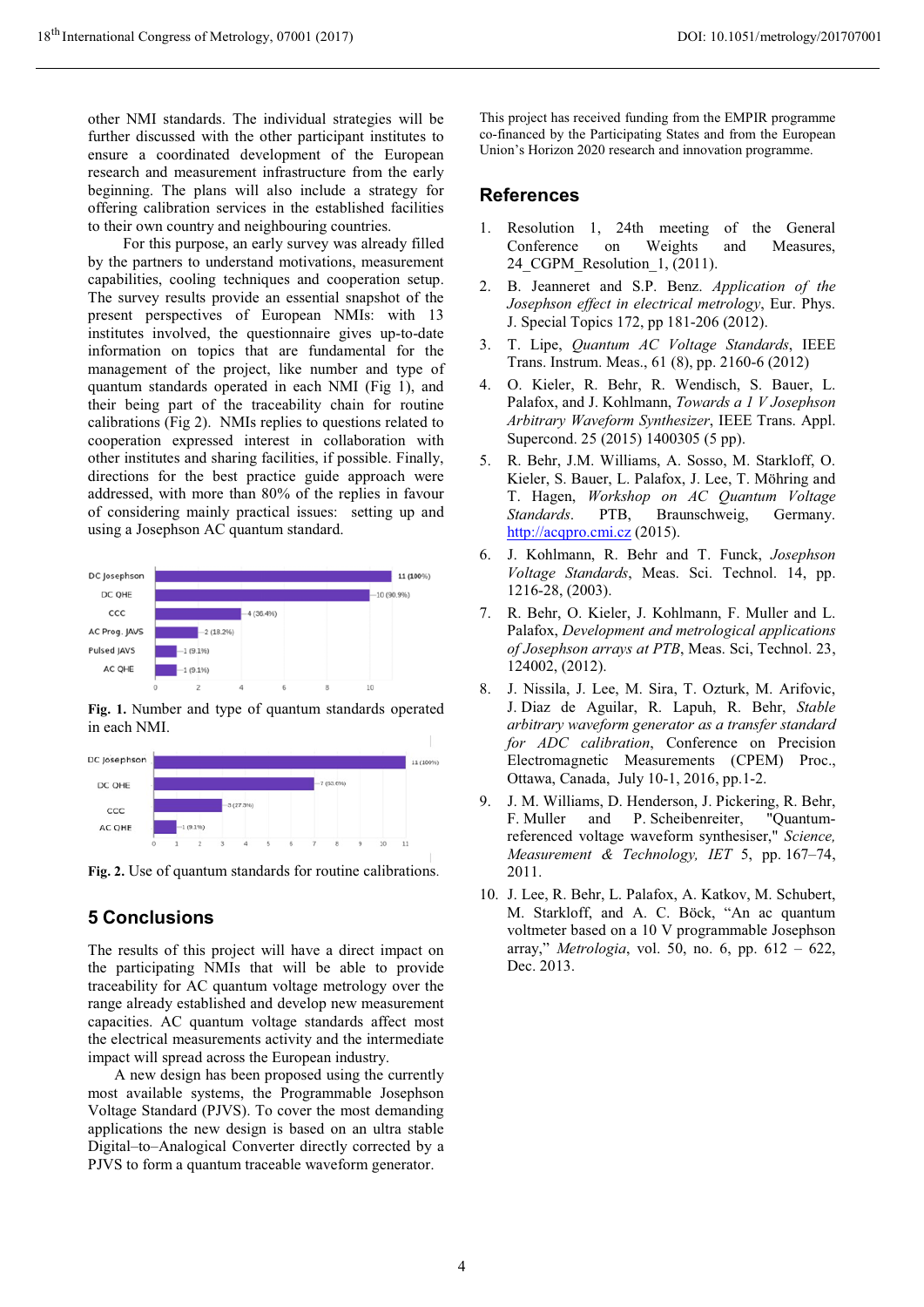other NMI standards. The individual strategies will be further discussed with the other participant institutes to ensure a coordinated development of the European research and measurement infrastructure from the early beginning. The plans will also include a strategy for offering calibration services in the established facilities to their own country and neighbouring countries.

For this purpose, an early survey was already filled by the partners to understand motivations, measurement capabilities, cooling techniques and cooperation setup. The survey results provide an essential snapshot of the present perspectives of European NMIs: with 13 institutes involved, the questionnaire gives up-to-date information on topics that are fundamental for the management of the project, like number and type of quantum standards operated in each NMI (Fig 1), and their being part of the traceability chain for routine calibrations (Fig 2). NMIs replies to questions related to cooperation expressed interest in collaboration with other institutes and sharing facilities, if possible. Finally, directions for the best practice guide approach were addressed, with more than 80% of the replies in favour of considering mainly practical issues: setting up and using a Josephson AC quantum standard.

DC Josephson
DC QHE
CCC
AC Prog. JAVS
Pulsed JAVS
AC QHE
11 (100%)
10 (90.9%)
4 (36.4%)
2 (18.2%)
1 (9.1%)
1 (9.1%)
0 2 4 6 8 10

**Fig. 1.** Number and type of quantum standards operated in each NMI.

DC Josephson
DC QHE
CCC
AC QHE
11 (100%)
7 (63.6%)
3 (27.3%)
1 (9.1%)
0 1 2 3 4 5 6 7 8 9 10 11

**Fig. 2.** Use of quantum standards for routine calibrations.

## 5 Conclusions

The results of this project will have a direct impact on the participating NMIs that will be able to provide traceability for AC quantum voltage metrology over the range already established and develop new measurement capacities. AC quantum voltage standards affect most the electrical measurements activity and the intermediate impact will spread across the European industry.

A new design has been proposed using the currently most available systems, the Programmable Josephson Voltage Standard (PJVS). To cover the most demanding applications the new design is based on an ultra stable Digital–to–Analogical Converter directly corrected by a PJVS to form a quantum traceable waveform generator.

This project has received funding from the EMPIR programme co-financed by the Participating States and from the European Union's Horizon 2020 research and innovation programme.

## References

1. Resolution 1, 24th meeting of the General Conference on Weights and Measures, 24_CGPM_Resolution_1, (2011).
2. B. Jeanneret and S.P. Benz. *Application of the Josephson effect in electrical metrology*, Eur. Phys. J. Special Topics 172, pp 181-206 (2012).
3. T. Lipe, *Quantum AC Voltage Standards*, IEEE Trans. Instrum. Meas., 61 (8), pp. 2160-6 (2012)
4. O. Kieler, R. Behr, R. Wendisch, S. Bauer, L. Palafox, and J. Kohlmann, *Towards a 1 V Josephson Arbitrary Waveform Synthesizer*, IEEE Trans. Appl. Supercond. 25 (2015) 1400305 (5 pp).
5. R. Behr, J.M. Williams, A. Sosso, M. Starkloff, O. Kieler, S. Bauer, L. Palafox, J. Lee, T. Möhring and T. Hagen, *Workshop on AC Quantum Voltage Standards*. PTB, Braunschweig, Germany. http://acqpro.cmi.cz (2015).
6. J. Kohlmann, R. Behr and T. Funck, *Josephson Voltage Standards*, Meas. Sci. Technol. 14, pp. 1216-28, (2003).
7. R. Behr, O. Kieler, J. Kohlmann, F. Muller and L. Palafox, *Development and metrological applications of Josephson arrays at PTB*, Meas. Sci, Technol. 23, 124002, (2012).
8. J. Nissila, J. Lee, M. Sira, T. Ozturk, M. Arifovic, J. Diaz de Aguilar, R. Lapuh, R. Behr, *Stable arbitrary waveform generator as a transfer standard for ADC calibration*, Conference on Precision Electromagnetic Measurements (CPEM) Proc., Ottawa, Canada, July 10-1, 2016, pp.1-2.
9. J. M. Williams, D. Henderson, J. Pickering, R. Behr, F. Muller and P. Scheibenreiter, "Quantum-referenced voltage waveform synthesiser," *Science, Measurement & Technology, IET* 5, pp. 167–74, 2011.
10. J. Lee, R. Behr, L. Palafox, A. Katkov, M. Schubert, M. Starkloff, and A. C. Böck, "An ac quantum voltmeter based on a 10 V programmable Josephson array," *Metrologia*, vol. 50, no. 6, pp. 612 – 622, Dec. 2013.